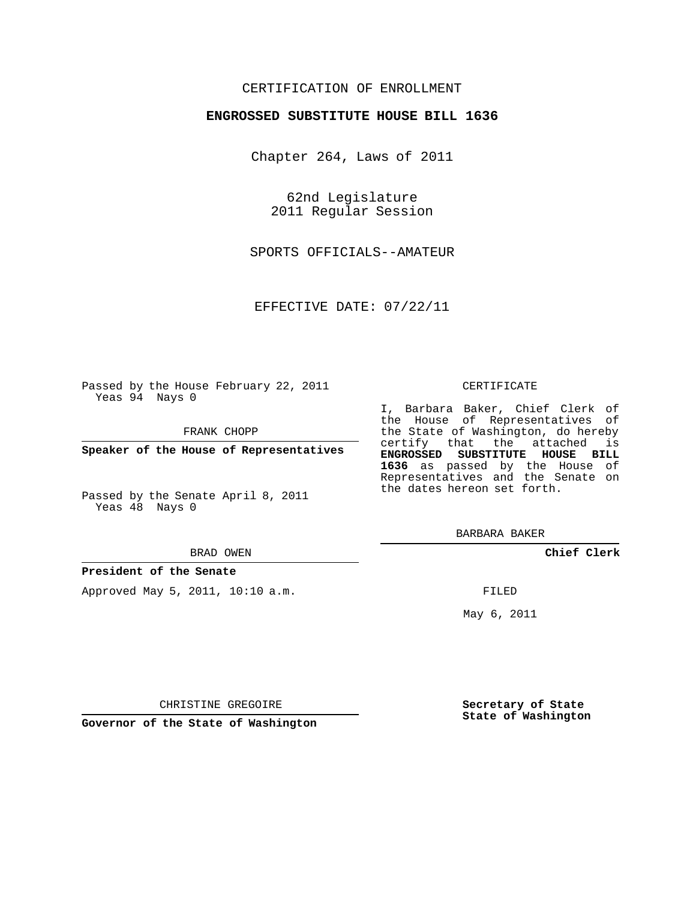CERTIFICATION OF ENROLLMENT

**ENGROSSED SUBSTITUTE HOUSE BILL 1636**

Chapter 264, Laws of 2011

62nd Legislature
2011 Regular Session

SPORTS OFFICIALS--AMATEUR

EFFECTIVE DATE: 07/22/11

Passed by the House February 22, 2011
Yeas 94 Nays 0

FRANK CHOPP

**Speaker of the House of Representatives**

Passed by the Senate April 8, 2011
Yeas 48 Nays 0

BRAD OWEN

**President of the Senate**

Approved May 5, 2011, 10:10 a.m.

CHRISTINE GREGOIRE

**Governor of the State of Washington**

CERTIFICATE

I, Barbara Baker, Chief Clerk of the House of Representatives of the State of Washington, do hereby certify that the attached is **ENGROSSED SUBSTITUTE HOUSE BILL 1636** as passed by the House of Representatives and the Senate on the dates hereon set forth.

BARBARA BAKER

**Chief Clerk**

FILED

May 6, 2011

**Secretary of State**
**State of Washington**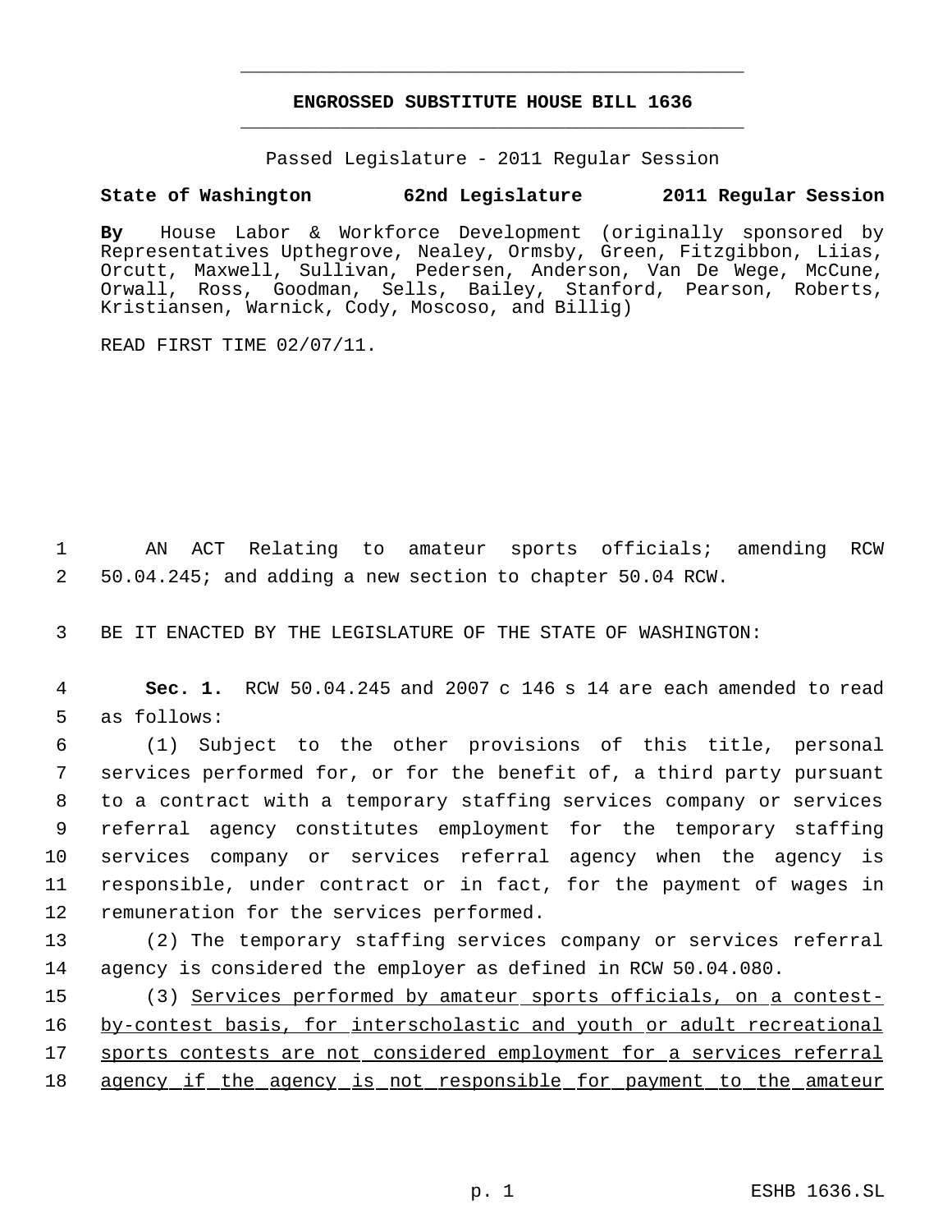**ENGROSSED SUBSTITUTE HOUSE BILL 1636**

Passed Legislature - 2011 Regular Session

**State of Washington 62nd Legislature 2011 Regular Session**

**By** House Labor & Workforce Development (originally sponsored by Representatives Upthegrove, Nealey, Ormsby, Green, Fitzgibbon, Liias, Orcutt, Maxwell, Sullivan, Pedersen, Anderson, Van De Wege, McCune, Orwall, Ross, Goodman, Sells, Bailey, Stanford, Pearson, Roberts, Kristiansen, Warnick, Cody, Moscoso, and Billig)

READ FIRST TIME 02/07/11.

AN ACT Relating to amateur sports officials; amending RCW 50.04.245; and adding a new section to chapter 50.04 RCW.

BE IT ENACTED BY THE LEGISLATURE OF THE STATE OF WASHINGTON:

**Sec. 1.** RCW 50.04.245 and 2007 c 146 s 14 are each amended to read as follows:

(1) Subject to the other provisions of this title, personal services performed for, or for the benefit of, a third party pursuant to a contract with a temporary staffing services company or services referral agency constitutes employment for the temporary staffing services company or services referral agency when the agency is responsible, under contract or in fact, for the payment of wages in remuneration for the services performed.

(2) The temporary staffing services company or services referral agency is considered the employer as defined in RCW 50.04.080.

(3) <u>Services performed by amateur sports officials, on a contest-by-contest basis, for interscholastic and youth or adult recreational sports contests are not considered employment for a services referral agency if the agency is not responsible for payment to the amateur</u>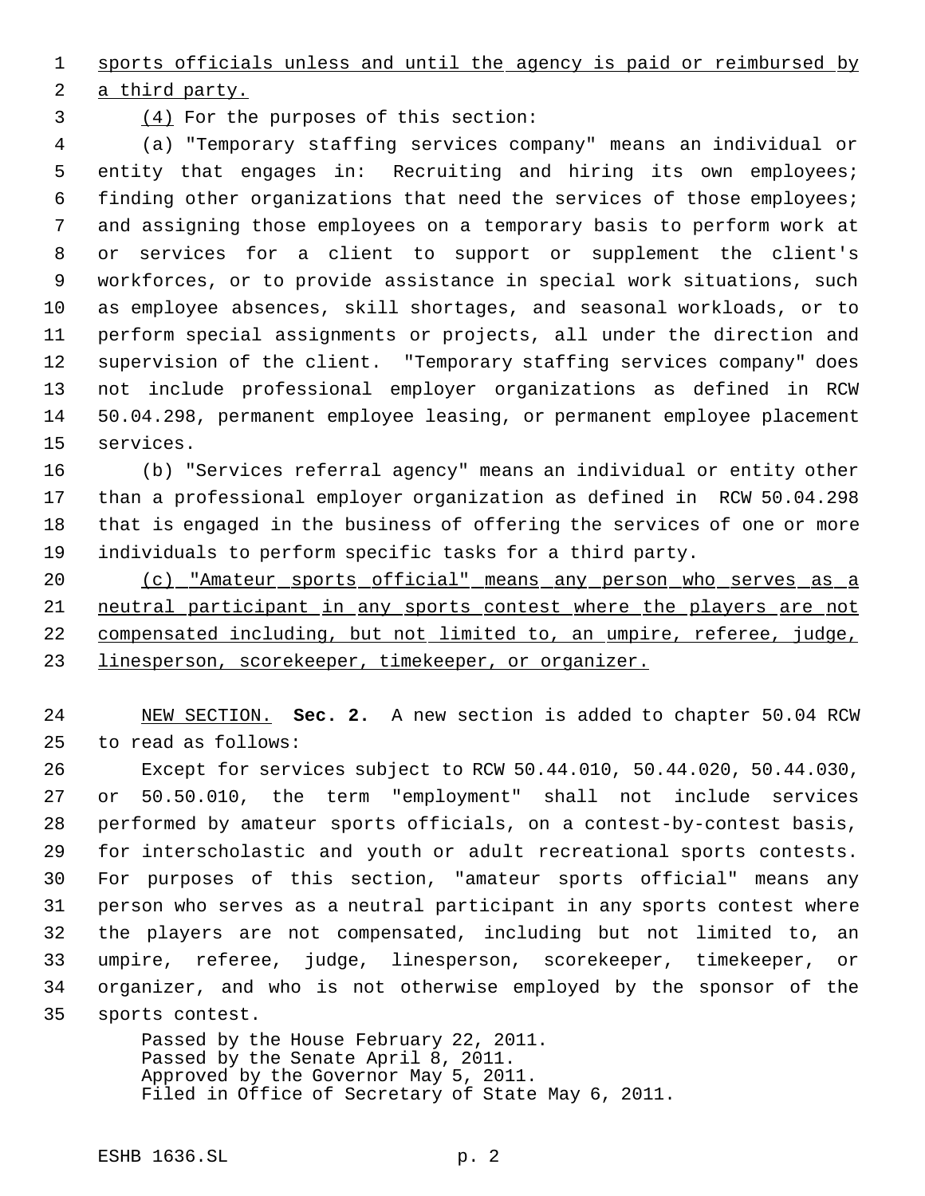sports officials unless and until the agency is paid or reimbursed by a third party.

(4) For the purposes of this section:

(a) "Temporary staffing services company" means an individual or entity that engages in: Recruiting and hiring its own employees; finding other organizations that need the services of those employees; and assigning those employees on a temporary basis to perform work at or services for a client to support or supplement the client's workforces, or to provide assistance in special work situations, such as employee absences, skill shortages, and seasonal workloads, or to perform special assignments or projects, all under the direction and supervision of the client. "Temporary staffing services company" does not include professional employer organizations as defined in RCW 50.04.298, permanent employee leasing, or permanent employee placement services.

(b) "Services referral agency" means an individual or entity other than a professional employer organization as defined in RCW 50.04.298 that is engaged in the business of offering the services of one or more individuals to perform specific tasks for a third party.

(c) "Amateur sports official" means any person who serves as a neutral participant in any sports contest where the players are not compensated including, but not limited to, an umpire, referee, judge, linesperson, scorekeeper, timekeeper, or organizer.

NEW SECTION. **Sec. 2.** A new section is added to chapter 50.04 RCW to read as follows:

Except for services subject to RCW 50.44.010, 50.44.020, 50.44.030, or 50.50.010, the term "employment" shall not include services performed by amateur sports officials, on a contest-by-contest basis, for interscholastic and youth or adult recreational sports contests. For purposes of this section, "amateur sports official" means any person who serves as a neutral participant in any sports contest where the players are not compensated, including but not limited to, an umpire, referee, judge, linesperson, scorekeeper, timekeeper, or organizer, and who is not otherwise employed by the sponsor of the sports contest.

Passed by the House February 22, 2011.
Passed by the Senate April 8, 2011.
Approved by the Governor May 5, 2011.
Filed in Office of Secretary of State May 6, 2011.